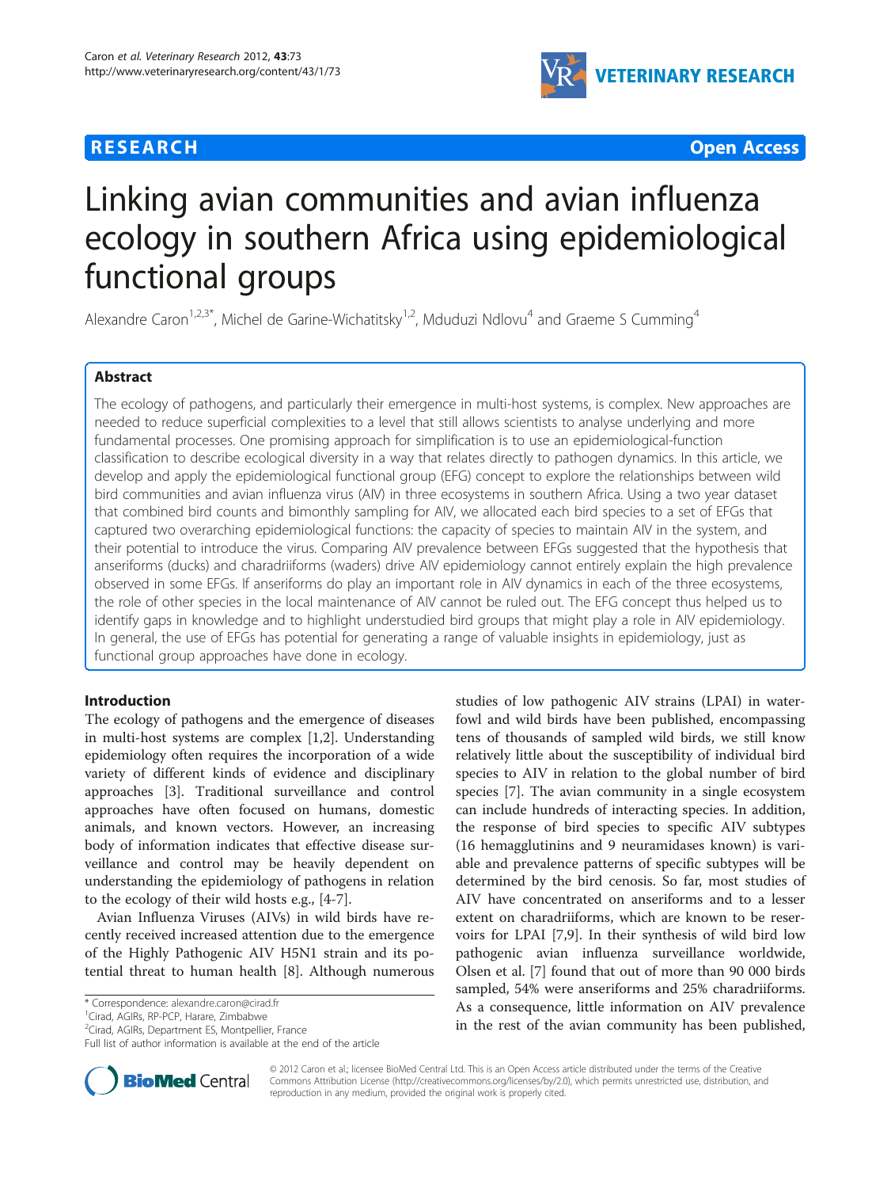**RESEARCH** **Open Access**

# Linking avian communities and avian influenza ecology in southern Africa using epidemiological functional groups

Alexandre Caron[1,2,3*], Michel de Garine-Wichatitsky[1,2], Mduduzi Ndlovu[4] and Graeme S Cumming[4]

## Abstract

The ecology of pathogens, and particularly their emergence in multi-host systems, is complex. New approaches are needed to reduce superficial complexities to a level that still allows scientists to analyse underlying and more fundamental processes. One promising approach for simplification is to use an epidemiological-function classification to describe ecological diversity in a way that relates directly to pathogen dynamics. In this article, we develop and apply the epidemiological functional group (EFG) concept to explore the relationships between wild bird communities and avian influenza virus (AIV) in three ecosystems in southern Africa. Using a two year dataset that combined bird counts and bimonthly sampling for AIV, we allocated each bird species to a set of EFGs that captured two overarching epidemiological functions: the capacity of species to maintain AIV in the system, and their potential to introduce the virus. Comparing AIV prevalence between EFGs suggested that the hypothesis that anseriforms (ducks) and charadriiforms (waders) drive AIV epidemiology cannot entirely explain the high prevalence observed in some EFGs. If anseriforms do play an important role in AIV dynamics in each of the three ecosystems, the role of other species in the local maintenance of AIV cannot be ruled out. The EFG concept thus helped us to identify gaps in knowledge and to highlight understudied bird groups that might play a role in AIV epidemiology. In general, the use of EFGs has potential for generating a range of valuable insights in epidemiology, just as functional group approaches have done in ecology.

## Introduction

The ecology of pathogens and the emergence of diseases in multi-host systems are complex [1,2]. Understanding epidemiology often requires the incorporation of a wide variety of different kinds of evidence and disciplinary approaches [3]. Traditional surveillance and control approaches have often focused on humans, domestic animals, and known vectors. However, an increasing body of information indicates that effective disease surveillance and control may be heavily dependent on understanding the epidemiology of pathogens in relation to the ecology of their wild hosts e.g., [4-7].

Avian Influenza Viruses (AIVs) in wild birds have recently received increased attention due to the emergence of the Highly Pathogenic AIV H5N1 strain and its potential threat to human health [8]. Although numerous studies of low pathogenic AIV strains (LPAI) in waterfowl and wild birds have been published, encompassing tens of thousands of sampled wild birds, we still know relatively little about the susceptibility of individual bird species to AIV in relation to the global number of bird species [7]. The avian community in a single ecosystem can include hundreds of interacting species. In addition, the response of bird species to specific AIV subtypes (16 hemagglutinins and 9 neuramidases known) is variable and prevalence patterns of specific subtypes will be determined by the bird cenosis. So far, most studies of AIV have concentrated on anseriforms and to a lesser extent on charadriiforms, which are known to be reservoirs for LPAI [7,9]. In their synthesis of wild bird low pathogenic avian influenza surveillance worldwide, Olsen et al. [7] found that out of more than 90 000 birds sampled, 54% were anseriforms and 25% charadriiforms. As a consequence, little information on AIV prevalence in the rest of the avian community has been published,

* Correspondence: alexandre.caron@cirad.fr
[1]Cirad, AGIRs, RP-PCP, Harare, Zimbabwe
[2]Cirad, AGIRs, Department ES, Montpellier, France
Full list of author information is available at the end of the article

© 2012 Caron et al.; licensee BioMed Central Ltd. This is an Open Access article distributed under the terms of the Creative Commons Attribution License (http://creativecommons.org/licenses/by/2.0), which permits unrestricted use, distribution, and reproduction in any medium, provided the original work is properly cited.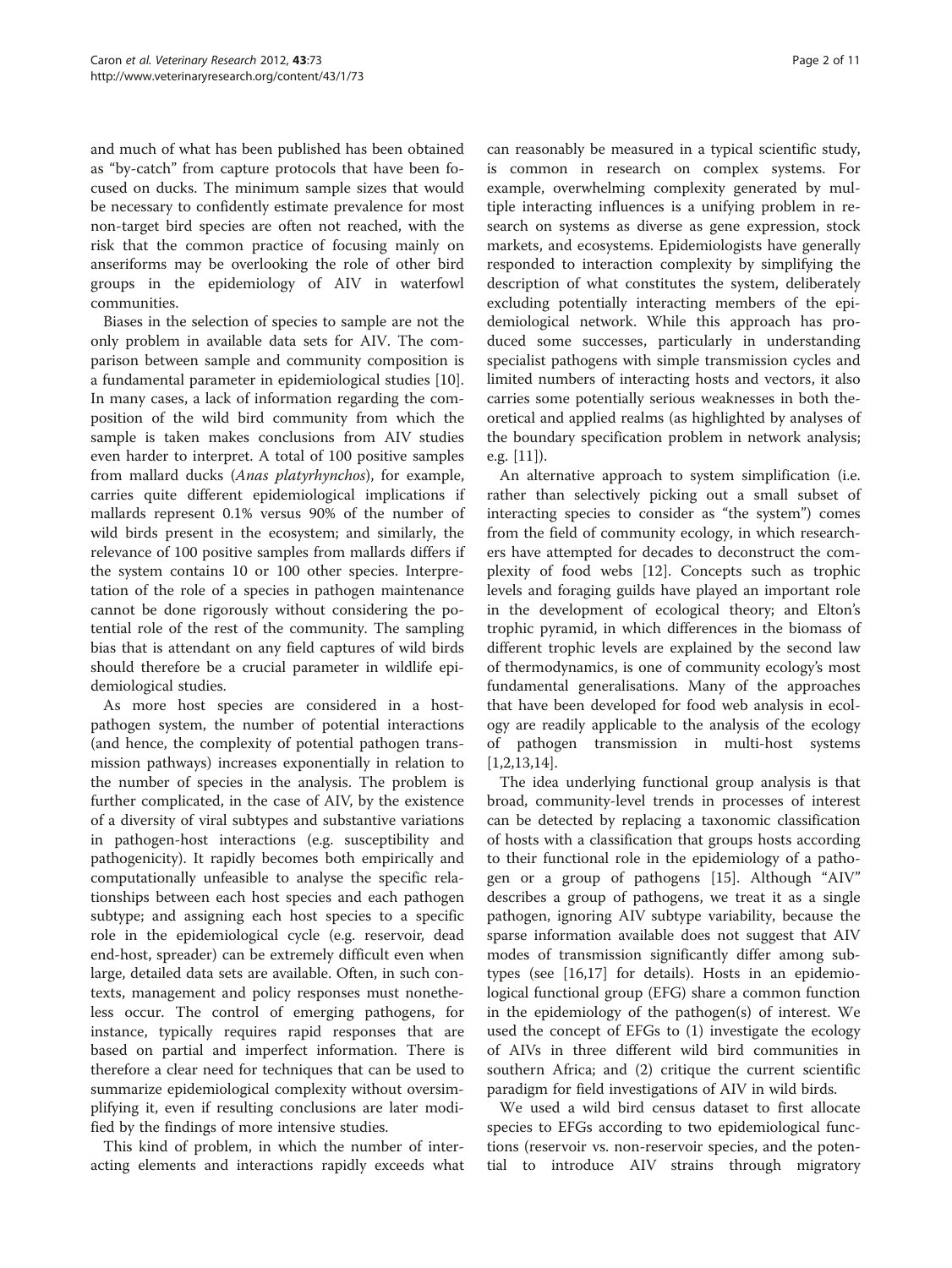and much of what has been published has been obtained as "by-catch" from capture protocols that have been focused on ducks. The minimum sample sizes that would be necessary to confidently estimate prevalence for most non-target bird species are often not reached, with the risk that the common practice of focusing mainly on anseriforms may be overlooking the role of other bird groups in the epidemiology of AIV in waterfowl communities.

Biases in the selection of species to sample are not the only problem in available data sets for AIV. The comparison between sample and community composition is a fundamental parameter in epidemiological studies [10]. In many cases, a lack of information regarding the composition of the wild bird community from which the sample is taken makes conclusions from AIV studies even harder to interpret. A total of 100 positive samples from mallard ducks (*Anas platyrhynchos*), for example, carries quite different epidemiological implications if mallards represent 0.1% versus 90% of the number of wild birds present in the ecosystem; and similarly, the relevance of 100 positive samples from mallards differs if the system contains 10 or 100 other species. Interpretation of the role of a species in pathogen maintenance cannot be done rigorously without considering the potential role of the rest of the community. The sampling bias that is attendant on any field captures of wild birds should therefore be a crucial parameter in wildlife epidemiological studies.

As more host species are considered in a host-pathogen system, the number of potential interactions (and hence, the complexity of potential pathogen transmission pathways) increases exponentially in relation to the number of species in the analysis. The problem is further complicated, in the case of AIV, by the existence of a diversity of viral subtypes and substantive variations in pathogen-host interactions (e.g. susceptibility and pathogenicity). It rapidly becomes both empirically and computationally unfeasible to analyse the specific relationships between each host species and each pathogen subtype; and assigning each host species to a specific role in the epidemiological cycle (e.g. reservoir, dead end-host, spreader) can be extremely difficult even when large, detailed data sets are available. Often, in such contexts, management and policy responses must nonetheless occur. The control of emerging pathogens, for instance, typically requires rapid responses that are based on partial and imperfect information. There is therefore a clear need for techniques that can be used to summarize epidemiological complexity without oversimplifying it, even if resulting conclusions are later modified by the findings of more intensive studies.

This kind of problem, in which the number of interacting elements and interactions rapidly exceeds what can reasonably be measured in a typical scientific study, is common in research on complex systems. For example, overwhelming complexity generated by multiple interacting influences is a unifying problem in research on systems as diverse as gene expression, stock markets, and ecosystems. Epidemiologists have generally responded to interaction complexity by simplifying the description of what constitutes the system, deliberately excluding potentially interacting members of the epidemiological network. While this approach has produced some successes, particularly in understanding specialist pathogens with simple transmission cycles and limited numbers of interacting hosts and vectors, it also carries some potentially serious weaknesses in both theoretical and applied realms (as highlighted by analyses of the boundary specification problem in network analysis; e.g. [11]).

An alternative approach to system simplification (i.e. rather than selectively picking out a small subset of interacting species to consider as "the system") comes from the field of community ecology, in which researchers have attempted for decades to deconstruct the complexity of food webs [12]. Concepts such as trophic levels and foraging guilds have played an important role in the development of ecological theory; and Elton's trophic pyramid, in which differences in the biomass of different trophic levels are explained by the second law of thermodynamics, is one of community ecology's most fundamental generalisations. Many of the approaches that have been developed for food web analysis in ecology are readily applicable to the analysis of the ecology of pathogen transmission in multi-host systems [1,2,13,14].

The idea underlying functional group analysis is that broad, community-level trends in processes of interest can be detected by replacing a taxonomic classification of hosts with a classification that groups hosts according to their functional role in the epidemiology of a pathogen or a group of pathogens [15]. Although "AIV" describes a group of pathogens, we treat it as a single pathogen, ignoring AIV subtype variability, because the sparse information available does not suggest that AIV modes of transmission significantly differ among subtypes (see [16,17] for details). Hosts in an epidemiological functional group (EFG) share a common function in the epidemiology of the pathogen(s) of interest. We used the concept of EFGs to (1) investigate the ecology of AIVs in three different wild bird communities in southern Africa; and (2) critique the current scientific paradigm for field investigations of AIV in wild birds.

We used a wild bird census dataset to first allocate species to EFGs according to two epidemiological functions (reservoir vs. non-reservoir species, and the potential to introduce AIV strains through migratory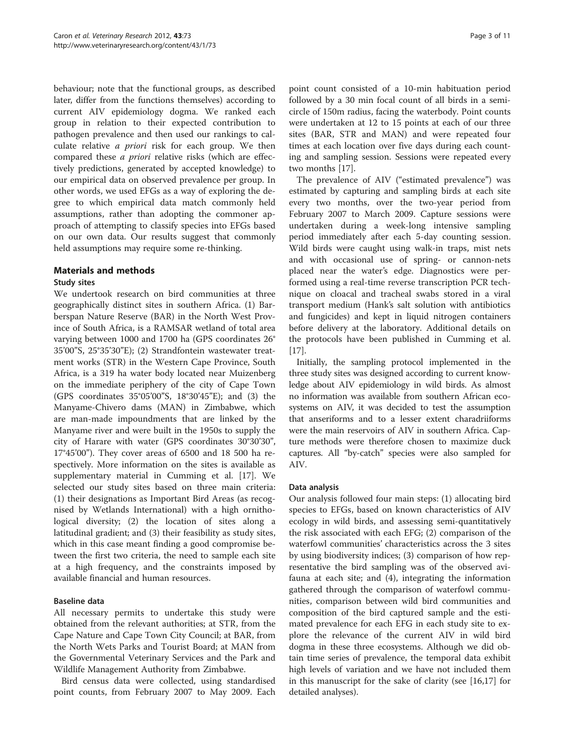behaviour; note that the functional groups, as described later, differ from the functions themselves) according to current AIV epidemiology dogma. We ranked each group in relation to their expected contribution to pathogen prevalence and then used our rankings to calculate relative *a priori* risk for each group. We then compared these *a priori* relative risks (which are effectively predictions, generated by accepted knowledge) to our empirical data on observed prevalence per group. In other words, we used EFGs as a way of exploring the degree to which empirical data match commonly held assumptions, rather than adopting the commoner approach of attempting to classify species into EFGs based on our own data. Our results suggest that commonly held assumptions may require some re-thinking.

## Materials and methods

### Study sites

We undertook research on bird communities at three geographically distinct sites in southern Africa. (1) Barberspan Nature Reserve (BAR) in the North West Province of South Africa, is a RAMSAR wetland of total area varying between 1000 and 1700 ha (GPS coordinates 26° 35'00"S, 25°35'30"E); (2) Strandfontein wastewater treatment works (STR) in the Western Cape Province, South Africa, is a 319 ha water body located near Muizenberg on the immediate periphery of the city of Cape Town (GPS coordinates 35°05'00"S, 18°30'45"E); and (3) the Manyame-Chivero dams (MAN) in Zimbabwe, which are man-made impoundments that are linked by the Manyame river and were built in the 1950s to supply the city of Harare with water (GPS coordinates 30°30'30", 17°45'00"). They cover areas of 6500 and 18 500 ha respectively. More information on the sites is available as supplementary material in Cumming et al. [17]. We selected our study sites based on three main criteria: (1) their designations as Important Bird Areas (as recognised by Wetlands International) with a high ornithological diversity; (2) the location of sites along a latitudinal gradient; and (3) their feasibility as study sites, which in this case meant finding a good compromise between the first two criteria, the need to sample each site at a high frequency, and the constraints imposed by available financial and human resources.

### Baseline data

All necessary permits to undertake this study were obtained from the relevant authorities; at STR, from the Cape Nature and Cape Town City Council; at BAR, from the North Wets Parks and Tourist Board; at MAN from the Governmental Veterinary Services and the Park and Wildlife Management Authority from Zimbabwe.

Bird census data were collected, using standardised point counts, from February 2007 to May 2009. Each point count consisted of a 10-min habituation period followed by a 30 min focal count of all birds in a semi-circle of 150m radius, facing the waterbody. Point counts were undertaken at 12 to 15 points at each of our three sites (BAR, STR and MAN) and were repeated four times at each location over five days during each counting and sampling session. Sessions were repeated every two months [17].

The prevalence of AIV ("estimated prevalence") was estimated by capturing and sampling birds at each site every two months, over the two-year period from February 2007 to March 2009. Capture sessions were undertaken during a week-long intensive sampling period immediately after each 5-day counting session. Wild birds were caught using walk-in traps, mist nets and with occasional use of spring- or cannon-nets placed near the water's edge. Diagnostics were performed using a real-time reverse transcription PCR technique on cloacal and tracheal swabs stored in a viral transport medium (Hank's salt solution with antibiotics and fungicides) and kept in liquid nitrogen containers before delivery at the laboratory. Additional details on the protocols have been published in Cumming et al. [17].

Initially, the sampling protocol implemented in the three study sites was designed according to current knowledge about AIV epidemiology in wild birds. As almost no information was available from southern African ecosystems on AIV, it was decided to test the assumption that anseriforms and to a lesser extent charadriiforms were the main reservoirs of AIV in southern Africa. Capture methods were therefore chosen to maximize duck captures. All "by-catch" species were also sampled for AIV.

### Data analysis

Our analysis followed four main steps: (1) allocating bird species to EFGs, based on known characteristics of AIV ecology in wild birds, and assessing semi-quantitatively the risk associated with each EFG; (2) comparison of the waterfowl communities' characteristics across the 3 sites by using biodiversity indices; (3) comparison of how representative the bird sampling was of the observed avifauna at each site; and (4), integrating the information gathered through the comparison of waterfowl communities, comparison between wild bird communities and composition of the bird captured sample and the estimated prevalence for each EFG in each study site to explore the relevance of the current AIV in wild bird dogma in these three ecosystems. Although we did obtain time series of prevalence, the temporal data exhibit high levels of variation and we have not included them in this manuscript for the sake of clarity (see [16,17] for detailed analyses).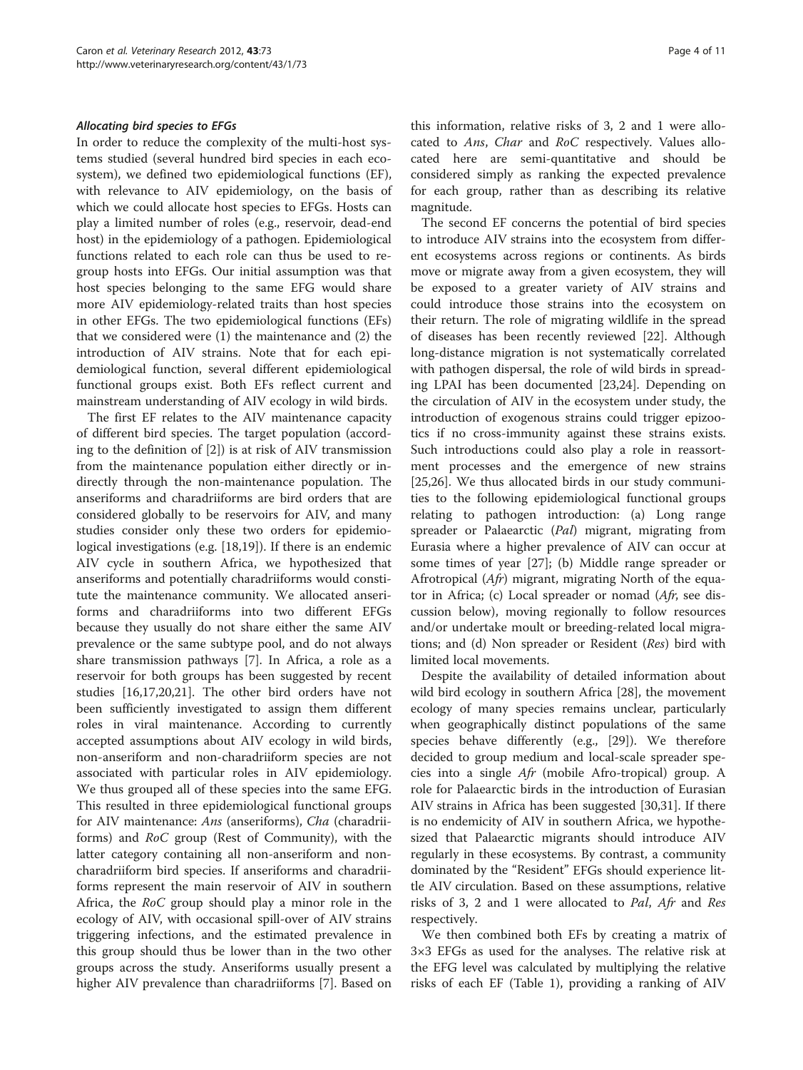### *Allocating bird species to EFGs*

In order to reduce the complexity of the multi-host systems studied (several hundred bird species in each ecosystem), we defined two epidemiological functions (EF), with relevance to AIV epidemiology, on the basis of which we could allocate host species to EFGs. Hosts can play a limited number of roles (e.g., reservoir, dead-end host) in the epidemiology of a pathogen. Epidemiological functions related to each role can thus be used to regroup hosts into EFGs. Our initial assumption was that host species belonging to the same EFG would share more AIV epidemiology-related traits than host species in other EFGs. The two epidemiological functions (EFs) that we considered were (1) the maintenance and (2) the introduction of AIV strains. Note that for each epidemiological function, several different epidemiological functional groups exist. Both EFs reflect current and mainstream understanding of AIV ecology in wild birds.

The first EF relates to the AIV maintenance capacity of different bird species. The target population (according to the definition of [2]) is at risk of AIV transmission from the maintenance population either directly or indirectly through the non-maintenance population. The anseriforms and charadriiforms are bird orders that are considered globally to be reservoirs for AIV, and many studies consider only these two orders for epidemiological investigations (e.g. [18,19]). If there is an endemic AIV cycle in southern Africa, we hypothesized that anseriforms and potentially charadriiforms would constitute the maintenance community. We allocated anseriforms and charadriiforms into two different EFGs because they usually do not share either the same AIV prevalence or the same subtype pool, and do not always share transmission pathways [7]. In Africa, a role as a reservoir for both groups has been suggested by recent studies [16,17,20,21]. The other bird orders have not been sufficiently investigated to assign them different roles in viral maintenance. According to currently accepted assumptions about AIV ecology in wild birds, non-anseriform and non-charadriiform species are not associated with particular roles in AIV epidemiology. We thus grouped all of these species into the same EFG. This resulted in three epidemiological functional groups for AIV maintenance: *Ans* (anseriforms), *Cha* (charadriiforms) and *RoC* group (Rest of Community), with the latter category containing all non-anseriform and non-charadriiform bird species. If anseriforms and charadriiforms represent the main reservoir of AIV in southern Africa, the *RoC* group should play a minor role in the ecology of AIV, with occasional spill-over of AIV strains triggering infections, and the estimated prevalence in this group should thus be lower than in the two other groups across the study. Anseriforms usually present a higher AIV prevalence than charadriiforms [7]. Based on this information, relative risks of 3, 2 and 1 were allocated to *Ans*, *Char* and *RoC* respectively. Values allocated here are semi-quantitative and should be considered simply as ranking the expected prevalence for each group, rather than as describing its relative magnitude.

The second EF concerns the potential of bird species to introduce AIV strains into the ecosystem from different ecosystems across regions or continents. As birds move or migrate away from a given ecosystem, they will be exposed to a greater variety of AIV strains and could introduce those strains into the ecosystem on their return. The role of migrating wildlife in the spread of diseases has been recently reviewed [22]. Although long-distance migration is not systematically correlated with pathogen dispersal, the role of wild birds in spreading LPAI has been documented [23,24]. Depending on the circulation of AIV in the ecosystem under study, the introduction of exogenous strains could trigger epizootics if no cross-immunity against these strains exists. Such introductions could also play a role in reassortment processes and the emergence of new strains [25,26]. We thus allocated birds in our study communities to the following epidemiological functional groups relating to pathogen introduction: (a) Long range spreader or Palaearctic (*Pal*) migrant, migrating from Eurasia where a higher prevalence of AIV can occur at some times of year [27]; (b) Middle range spreader or Afrotropical (*Afr*) migrant, migrating North of the equator in Africa; (c) Local spreader or nomad (*Afr*, see discussion below), moving regionally to follow resources and/or undertake moult or breeding-related local migrations; and (d) Non spreader or Resident (*Res*) bird with limited local movements.

Despite the availability of detailed information about wild bird ecology in southern Africa [28], the movement ecology of many species remains unclear, particularly when geographically distinct populations of the same species behave differently (e.g., [29]). We therefore decided to group medium and local-scale spreader species into a single *Afr* (mobile Afro-tropical) group. A role for Palaearctic birds in the introduction of Eurasian AIV strains in Africa has been suggested [30,31]. If there is no endemicity of AIV in southern Africa, we hypothesized that Palaearctic migrants should introduce AIV regularly in these ecosystems. By contrast, a community dominated by the "Resident" EFGs should experience little AIV circulation. Based on these assumptions, relative risks of 3, 2 and 1 were allocated to *Pal*, *Afr* and *Res* respectively.

We then combined both EFs by creating a matrix of 3×3 EFGs as used for the analyses. The relative risk at the EFG level was calculated by multiplying the relative risks of each EF (Table 1), providing a ranking of AIV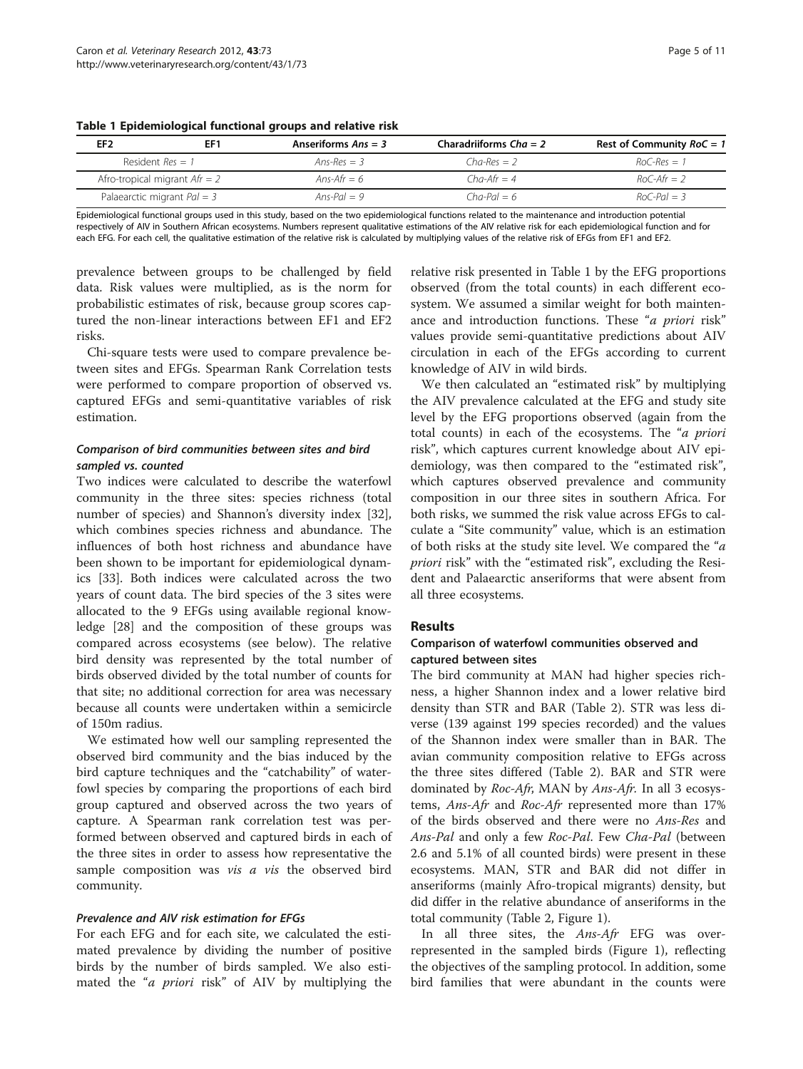**Table 1 Epidemiological functional groups and relative risk**

| EF2 | EF1 | Anseriforms *Ans* = 3 | Charadriiforms *Cha* = 2 | Rest of Community *RoC* = 1 |
|---|---|---|---|---|
| Resident *Res* = 1 | | *Ans-Res* = 3 | *Cha-Res* = 2 | *RoC-Res* = 1 |
| Afro-tropical migrant *Afr* = 2 | | *Ans-Afr* = 6 | *Cha-Afr* = 4 | *RoC-Afr* = 2 |
| Palaearctic migrant *Pal* = 3 | | *Ans-Pal* = 9 | *Cha-Pal* = 6 | *RoC-Pal* = 3 |

Epidemiological functional groups used in this study, based on the two epidemiological functions related to the maintenance and introduction potential respectively of AIV in Southern African ecosystems. Numbers represent qualitative estimations of the AIV relative risk for each epidemiological function and for each EFG. For each cell, the qualitative estimation of the relative risk is calculated by multiplying values of the relative risk of EFGs from EF1 and EF2.

prevalence between groups to be challenged by field data. Risk values were multiplied, as is the norm for probabilistic estimates of risk, because group scores captured the non-linear interactions between EF1 and EF2 risks.

Chi-square tests were used to compare prevalence between sites and EFGs. Spearman Rank Correlation tests were performed to compare proportion of observed vs. captured EFGs and semi-quantitative variables of risk estimation.

### *Comparison of bird communities between sites and bird sampled vs. counted*

Two indices were calculated to describe the waterfowl community in the three sites: species richness (total number of species) and Shannon's diversity index [32], which combines species richness and abundance. The influences of both host richness and abundance have been shown to be important for epidemiological dynamics [33]. Both indices were calculated across the two years of count data. The bird species of the 3 sites were allocated to the 9 EFGs using available regional knowledge [28] and the composition of these groups was compared across ecosystems (see below). The relative bird density was represented by the total number of birds observed divided by the total number of counts for that site; no additional correction for area was necessary because all counts were undertaken within a semicircle of 150m radius.

We estimated how well our sampling represented the observed bird community and the bias induced by the bird capture techniques and the "catchability" of waterfowl species by comparing the proportions of each bird group captured and observed across the two years of capture. A Spearman rank correlation test was performed between observed and captured birds in each of the three sites in order to assess how representative the sample composition was *vis a vis* the observed bird community.

### *Prevalence and AIV risk estimation for EFGs*

For each EFG and for each site, we calculated the estimated prevalence by dividing the number of positive birds by the number of birds sampled. We also estimated the "*a priori* risk" of AIV by multiplying the relative risk presented in Table 1 by the EFG proportions observed (from the total counts) in each different ecosystem. We assumed a similar weight for both maintenance and introduction functions. These "*a priori* risk" values provide semi-quantitative predictions about AIV circulation in each of the EFGs according to current knowledge of AIV in wild birds.

We then calculated an "estimated risk" by multiplying the AIV prevalence calculated at the EFG and study site level by the EFG proportions observed (again from the total counts) in each of the ecosystems. The "*a priori* risk", which captures current knowledge about AIV epidemiology, was then compared to the "estimated risk", which captures observed prevalence and community composition in our three sites in southern Africa. For both risks, we summed the risk value across EFGs to calculate a "Site community" value, which is an estimation of both risks at the study site level. We compared the "*a priori* risk" with the "estimated risk", excluding the Resident and Palaearctic anseriforms that were absent from all three ecosystems.

## Results

### Comparison of waterfowl communities observed and captured between sites

The bird community at MAN had higher species richness, a higher Shannon index and a lower relative bird density than STR and BAR (Table 2). STR was less diverse (139 against 199 species recorded) and the values of the Shannon index were smaller than in BAR. The avian community composition relative to EFGs across the three sites differed (Table 2). BAR and STR were dominated by *Roc-Afr*, MAN by *Ans-Afr*. In all 3 ecosystems, *Ans-Afr* and *Roc-Afr* represented more than 17% of the birds observed and there were no *Ans-Res* and *Ans-Pal* and only a few *Roc-Pal*. Few *Cha-Pal* (between 2.6 and 5.1% of all counted birds) were present in these ecosystems. MAN, STR and BAR did not differ in anseriforms (mainly Afro-tropical migrants) density, but did differ in the relative abundance of anseriforms in the total community (Table 2, Figure 1).

In all three sites, the *Ans-Afr* EFG was over-represented in the sampled birds (Figure 1), reflecting the objectives of the sampling protocol. In addition, some bird families that were abundant in the counts were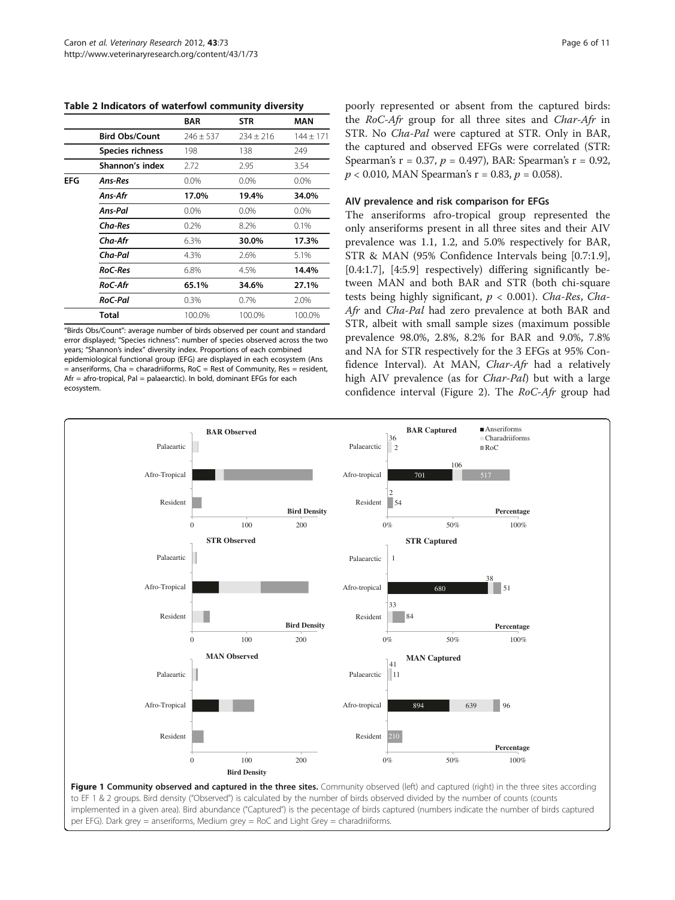**Table 2 Indicators of waterfowl community diversity**

| | | BAR | STR | MAN |
|---|---|---|---|---|
| | **Bird Obs/Count** | 246 ± 537 | 234 ± 216 | 144 ± 171 |
| | **Species richness** | 198 | 138 | 249 |
| | **Shannon's index** | 2.72 | 2.95 | 3.54 |
| **EFG** | ***Ans-Res*** | 0.0% | 0.0% | 0.0% |
| | ***Ans-Afr*** | **17.0%** | **19.4%** | **34.0%** |
| | ***Ans-Pal*** | 0.0% | 0.0% | 0.0% |
| | ***Cha-Res*** | 0.2% | 8.2% | 0.1% |
| | ***Cha-Afr*** | 6.3% | **30.0%** | **17.3%** |
| | ***Cha-Pal*** | 4.3% | 2.6% | 5.1% |
| | ***RoC-Res*** | 6.8% | 4.5% | **14.4%** |
| | ***RoC-Afr*** | **65.1%** | **34.6%** | **27.1%** |
| | ***RoC-Pal*** | 0.3% | 0.7% | 2.0% |
| | **Total** | 100.0% | 100.0% | 100.0% |

"Birds Obs/Count": average number of birds observed per count and standard error displayed; "Species richness": number of species observed across the two years; "Shannon's index" diversity index. Proportions of each combined epidemiological functional group (EFG) are displayed in each ecosystem (Ans = anseriforms, Cha = charadriiforms, RoC = Rest of Community, Res = resident, Afr = afro-tropical, Pal = palaearctic). In bold, dominant EFGs for each ecosystem.

poorly represented or absent from the captured birds: the *RoC-Afr* group for all three sites and *Char-Afr* in STR. No *Cha-Pal* were captured at STR. Only in BAR, the captured and observed EFGs were correlated (STR: Spearman's r = 0.37, $p = 0.497$), BAR: Spearman's r = 0.92, $p < 0.010$, MAN Spearman's r = 0.83, $p = 0.058$).

### AIV prevalence and risk comparison for EFGs

The anseriforms afro-tropical group represented the only anseriforms present in all three sites and their AIV prevalence was 1.1, 1.2, and 5.0% respectively for BAR, STR & MAN (95% Confidence Intervals being [0.7:1.9], [0.4:1.7], [4:5.9] respectively) differing significantly between MAN and both BAR and STR (both chi-square tests being highly significant, $p < 0.001$). *Cha-Res*, *Cha-Afr* and *Cha-Pal* had zero prevalence at both BAR and STR, albeit with small sample sizes (maximum possible prevalence 98.0%, 2.8%, 8.2% for BAR and 9.0%, 7.8% and NA for STR respectively for the 3 EFGs at 95% Confidence Interval). At MAN, *Char-Afr* had a relatively high AIV prevalence (as for *Char-Pal*) but with a large confidence interval (Figure 2). The *RoC-Afr* group had

**Figure 1 Community observed and captured in the three sites.** Community observed (left) and captured (right) in the three sites according to EF 1 & 2 groups. Bird density ("Observed") is calculated by the number of birds observed divided by the number of counts (counts implemented in a given area). Bird abundance ("Captured") is the pecentage of birds captured (numbers indicate the number of birds captured per EFG). Dark grey = anseriforms, Medium grey = RoC and Light Grey = charadriiforms.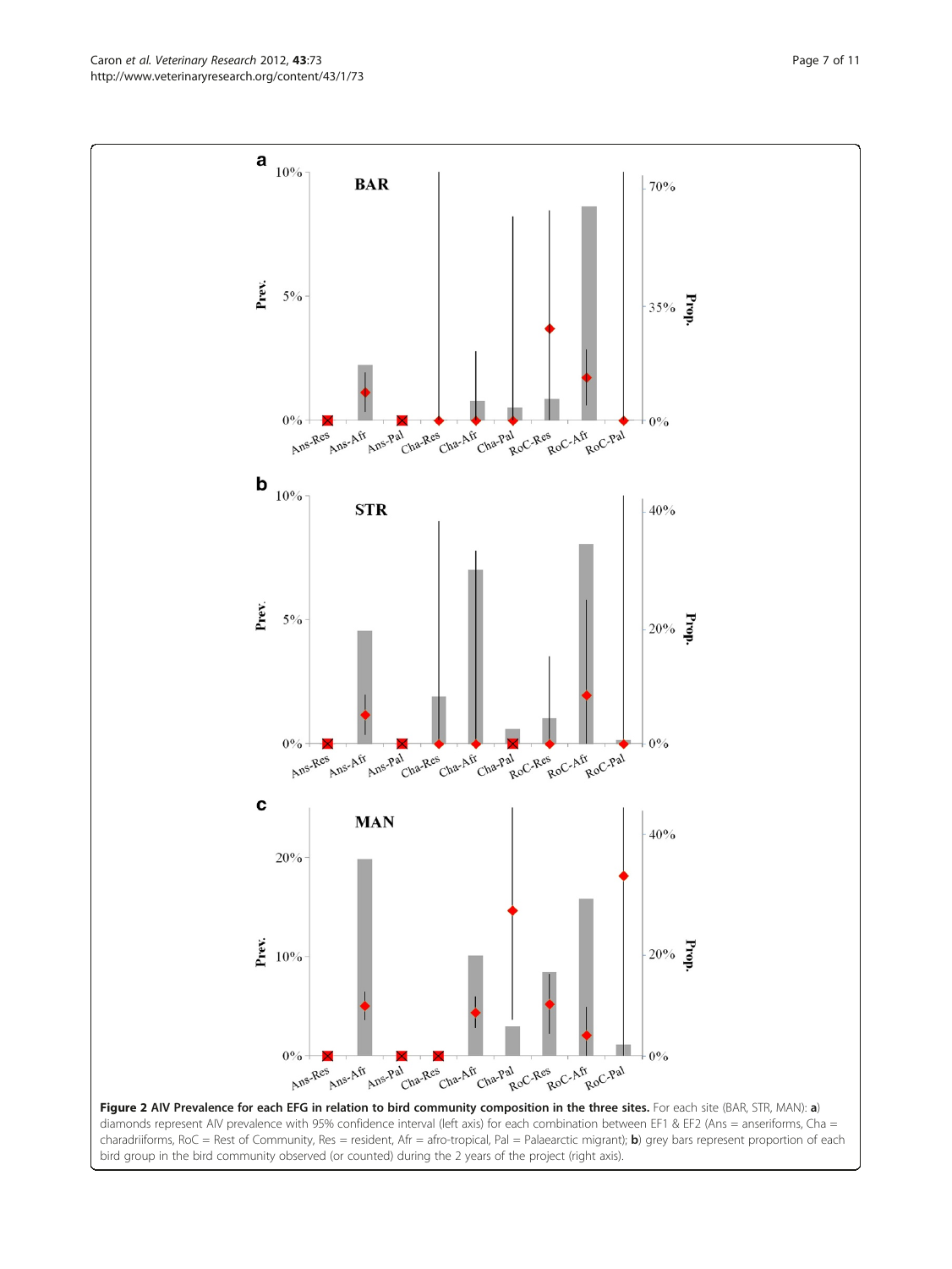**Figure 2 AIV Prevalence for each EFG in relation to bird community composition in the three sites.** For each site (BAR, STR, MAN): **a**) diamonds represent AIV prevalence with 95% confidence interval (left axis) for each combination between EF1 & EF2 (Ans = anseriforms, Cha = charadriiforms, RoC = Rest of Community, Res = resident, Afr = afro-tropical, Pal = Palaearctic migrant); **b**) grey bars represent proportion of each bird group in the bird community observed (or counted) during the 2 years of the project (right axis).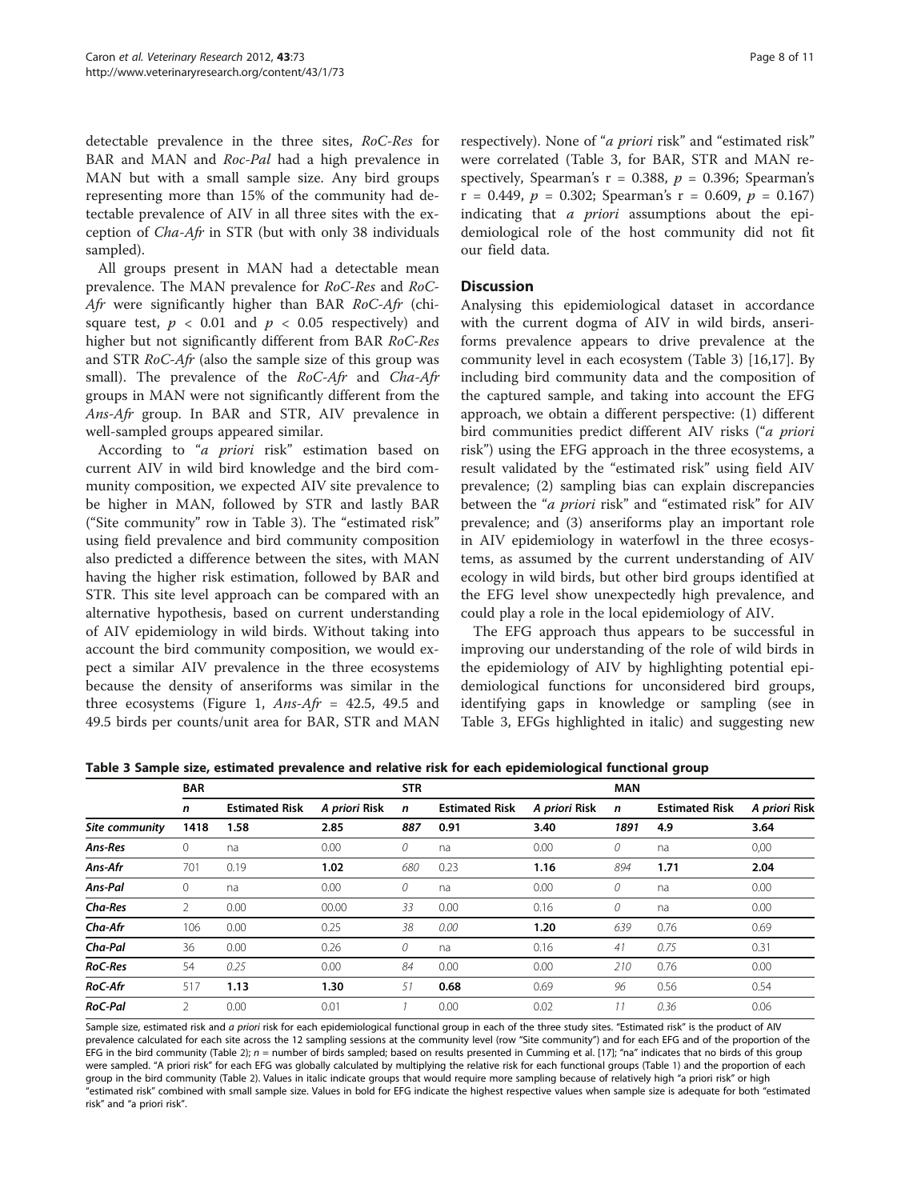detectable prevalence in the three sites, *RoC-Res* for BAR and MAN and *Roc-Pal* had a high prevalence in MAN but with a small sample size. Any bird groups representing more than 15% of the community had detectable prevalence of AIV in all three sites with the exception of *Cha-Afr* in STR (but with only 38 individuals sampled).

All groups present in MAN had a detectable mean prevalence. The MAN prevalence for *RoC-Res* and *RoC-Afr* were significantly higher than BAR *RoC-Afr* (chi-square test, $p < 0.01$ and $p < 0.05$ respectively) and higher but not significantly different from BAR *RoC-Res* and STR *RoC-Afr* (also the sample size of this group was small). The prevalence of the *RoC-Afr* and *Cha-Afr* groups in MAN were not significantly different from the *Ans-Afr* group. In BAR and STR, AIV prevalence in well-sampled groups appeared similar.

According to "*a priori* risk" estimation based on current AIV in wild bird knowledge and the bird community composition, we expected AIV site prevalence to be higher in MAN, followed by STR and lastly BAR ("Site community" row in Table 3). The "estimated risk" using field prevalence and bird community composition also predicted a difference between the sites, with MAN having the higher risk estimation, followed by BAR and STR. This site level approach can be compared with an alternative hypothesis, based on current understanding of AIV epidemiology in wild birds. Without taking into account the bird community composition, we would expect a similar AIV prevalence in the three ecosystems because the density of anseriforms was similar in the three ecosystems (Figure 1, *Ans-Afr* = 42.5, 49.5 and 49.5 birds per counts/unit area for BAR, STR and MAN respectively). None of "*a priori* risk" and "estimated risk" were correlated (Table 3, for BAR, STR and MAN respectively, Spearman's r = 0.388, $p = 0.396$; Spearman's r = 0.449, $p = 0.302$; Spearman's r = 0.609, $p = 0.167$) indicating that *a priori* assumptions about the epidemiological role of the host community did not fit our field data.

## Discussion

Analysing this epidemiological dataset in accordance with the current dogma of AIV in wild birds, anseriforms prevalence appears to drive prevalence at the community level in each ecosystem (Table 3) [16,17]. By including bird community data and the composition of the captured sample, and taking into account the EFG approach, we obtain a different perspective: (1) different bird communities predict different AIV risks ("*a priori* risk") using the EFG approach in the three ecosystems, a result validated by the "estimated risk" using field AIV prevalence; (2) sampling bias can explain discrepancies between the "*a priori* risk" and "estimated risk" for AIV prevalence; and (3) anseriforms play an important role in AIV epidemiology in waterfowl in the three ecosystems, as assumed by the current understanding of AIV ecology in wild birds, but other bird groups identified at the EFG level show unexpectedly high prevalence, and could play a role in the local epidemiology of AIV.

The EFG approach thus appears to be successful in improving our understanding of the role of wild birds in the epidemiology of AIV by highlighting potential epidemiological functions for unconsidered bird groups, identifying gaps in knowledge or sampling (see in Table 3, EFGs highlighted in italic) and suggesting new

**Table 3 Sample size, estimated prevalence and relative risk for each epidemiological functional group**

| | BAR | | | STR | | | MAN | | |
|---|---|---|---|---|---|---|---|---|---|
| | *n* | Estimated Risk | *A priori* Risk | *n* | Estimated Risk | *A priori* Risk | *n* | Estimated Risk | *A priori* Risk |
| ***Site community*** | **1418** | **1.58** | **2.85** | ***887*** | **0.91** | **3.40** | ***1891*** | **4.9** | **3.64** |
| ***Ans-Res*** | 0 | na | 0.00 | *0* | na | 0.00 | *0* | na | 0,00 |
| ***Ans-Afr*** | 701 | 0.19 | **1.02** | *680* | 0.23 | **1.16** | *894* | **1.71** | **2.04** |
| ***Ans-Pal*** | 0 | na | 0.00 | *0* | na | 0.00 | *0* | na | 0.00 |
| ***Cha-Res*** | 2 | 0.00 | 00.00 | *33* | 0.00 | 0.16 | *0* | na | 0.00 |
| ***Cha-Afr*** | 106 | 0.00 | 0.25 | *38* | *0.00* | **1.20** | *639* | 0.76 | 0.69 |
| ***Cha-Pal*** | 36 | 0.00 | 0.26 | *0* | na | 0.16 | *41* | *0.75* | 0.31 |
| ***RoC-Res*** | 54 | *0.25* | 0.00 | *84* | 0.00 | 0.00 | *210* | 0.76 | 0.00 |
| ***RoC-Afr*** | 517 | **1.13** | **1.30** | *51* | **0.68** | 0.69 | *96* | 0.56 | 0.54 |
| ***RoC-Pal*** | 2 | 0.00 | 0.01 | *1* | 0.00 | 0.02 | *11* | *0.36* | 0.06 |

Sample size, estimated risk and *a priori* risk for each epidemiological functional group in each of the three study sites. "Estimated risk" is the product of AIV prevalence calculated for each site across the 12 sampling sessions at the community level (row "Site community") and for each EFG and of the proportion of the EFG in the bird community (Table 2); *n* = number of birds sampled; based on results presented in Cumming et al. [17]; "na" indicates that no birds of this group were sampled. "A priori risk" for each EFG was globally calculated by multiplying the relative risk for each functional groups (Table 1) and the proportion of each group in the bird community (Table 2). Values in italic indicate groups that would require more sampling because of relatively high "a priori risk" or high "estimated risk" combined with small sample size. Values in bold for EFG indicate the highest respective values when sample size is adequate for both "estimated risk" and "a priori risk".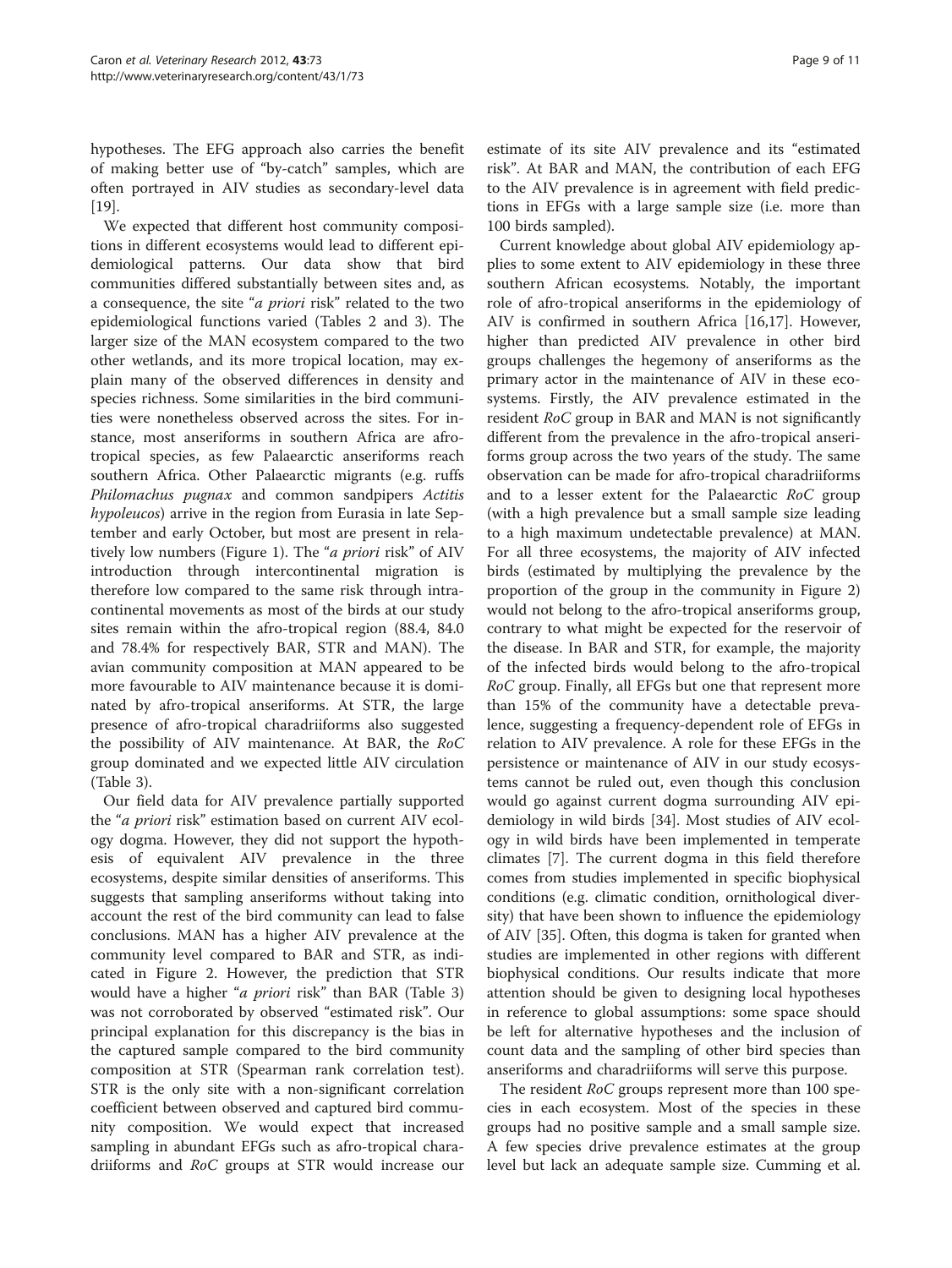hypotheses. The EFG approach also carries the benefit of making better use of "by-catch" samples, which are often portrayed in AIV studies as secondary-level data [19].

We expected that different host community compositions in different ecosystems would lead to different epidemiological patterns. Our data show that bird communities differed substantially between sites and, as a consequence, the site "*a priori* risk" related to the two epidemiological functions varied (Tables 2 and 3). The larger size of the MAN ecosystem compared to the two other wetlands, and its more tropical location, may explain many of the observed differences in density and species richness. Some similarities in the bird communities were nonetheless observed across the sites. For instance, most anseriforms in southern Africa are afro-tropical species, as few Palaearctic anseriforms reach southern Africa. Other Palaearctic migrants (e.g. ruffs *Philomachus pugnax* and common sandpipers *Actitis hypoleucos*) arrive in the region from Eurasia in late September and early October, but most are present in relatively low numbers (Figure 1). The "*a priori* risk" of AIV introduction through intercontinental migration is therefore low compared to the same risk through intra-continental movements as most of the birds at our study sites remain within the afro-tropical region (88.4, 84.0 and 78.4% for respectively BAR, STR and MAN). The avian community composition at MAN appeared to be more favourable to AIV maintenance because it is dominated by afro-tropical anseriforms. At STR, the large presence of afro-tropical charadriiforms also suggested the possibility of AIV maintenance. At BAR, the *RoC* group dominated and we expected little AIV circulation (Table 3).

Our field data for AIV prevalence partially supported the "*a priori* risk" estimation based on current AIV ecology dogma. However, they did not support the hypothesis of equivalent AIV prevalence in the three ecosystems, despite similar densities of anseriforms. This suggests that sampling anseriforms without taking into account the rest of the bird community can lead to false conclusions. MAN has a higher AIV prevalence at the community level compared to BAR and STR, as indicated in Figure 2. However, the prediction that STR would have a higher "*a priori* risk" than BAR (Table 3) was not corroborated by observed "estimated risk". Our principal explanation for this discrepancy is the bias in the captured sample compared to the bird community composition at STR (Spearman rank correlation test). STR is the only site with a non-significant correlation coefficient between observed and captured bird community composition. We would expect that increased sampling in abundant EFGs such as afro-tropical charadriiforms and *RoC* groups at STR would increase our estimate of its site AIV prevalence and its "estimated risk". At BAR and MAN, the contribution of each EFG to the AIV prevalence is in agreement with field predictions in EFGs with a large sample size (i.e. more than 100 birds sampled).

Current knowledge about global AIV epidemiology applies to some extent to AIV epidemiology in these three southern African ecosystems. Notably, the important role of afro-tropical anseriforms in the epidemiology of AIV is confirmed in southern Africa [16,17]. However, higher than predicted AIV prevalence in other bird groups challenges the hegemony of anseriforms as the primary actor in the maintenance of AIV in these ecosystems. Firstly, the AIV prevalence estimated in the resident *RoC* group in BAR and MAN is not significantly different from the prevalence in the afro-tropical anseriforms group across the two years of the study. The same observation can be made for afro-tropical charadriiforms and to a lesser extent for the Palaearctic *RoC* group (with a high prevalence but a small sample size leading to a high maximum undetectable prevalence) at MAN. For all three ecosystems, the majority of AIV infected birds (estimated by multiplying the prevalence by the proportion of the group in the community in Figure 2) would not belong to the afro-tropical anseriforms group, contrary to what might be expected for the reservoir of the disease. In BAR and STR, for example, the majority of the infected birds would belong to the afro-tropical *RoC* group. Finally, all EFGs but one that represent more than 15% of the community have a detectable prevalence, suggesting a frequency-dependent role of EFGs in relation to AIV prevalence. A role for these EFGs in the persistence or maintenance of AIV in our study ecosystems cannot be ruled out, even though this conclusion would go against current dogma surrounding AIV epidemiology in wild birds [34]. Most studies of AIV ecology in wild birds have been implemented in temperate climates [7]. The current dogma in this field therefore comes from studies implemented in specific biophysical conditions (e.g. climatic condition, ornithological diversity) that have been shown to influence the epidemiology of AIV [35]. Often, this dogma is taken for granted when studies are implemented in other regions with different biophysical conditions. Our results indicate that more attention should be given to designing local hypotheses in reference to global assumptions: some space should be left for alternative hypotheses and the inclusion of count data and the sampling of other bird species than anseriforms and charadriiforms will serve this purpose.

The resident *RoC* groups represent more than 100 species in each ecosystem. Most of the species in these groups had no positive sample and a small sample size. A few species drive prevalence estimates at the group level but lack an adequate sample size. Cumming et al.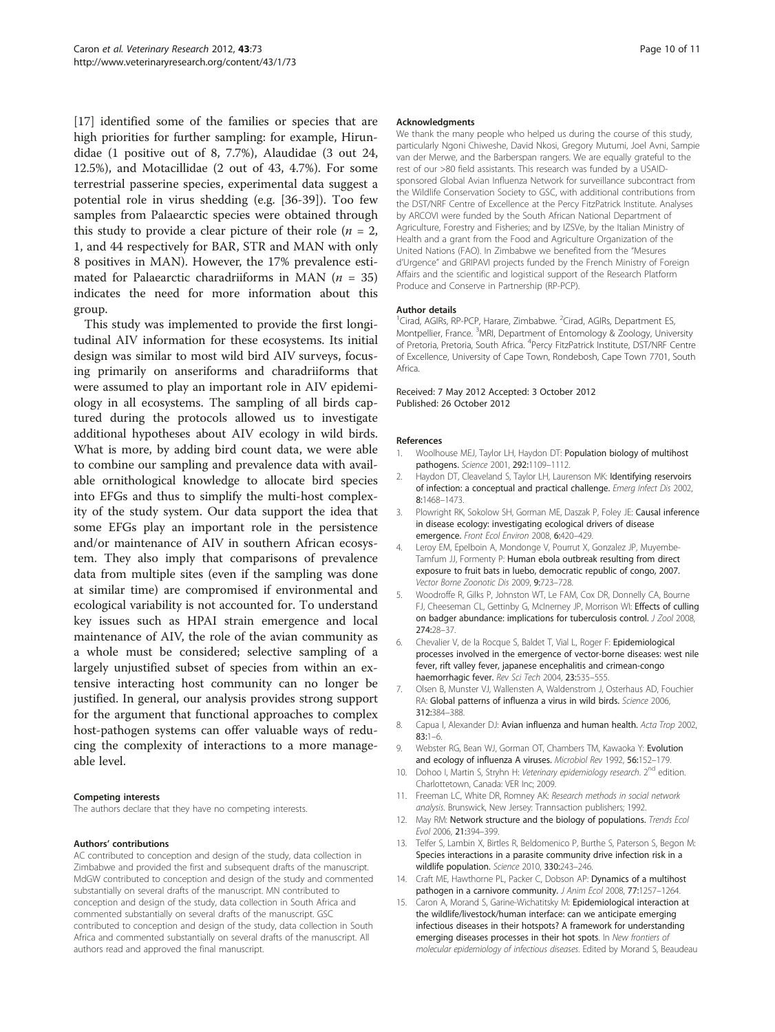[17] identified some of the families or species that are high priorities for further sampling: for example, Hirundidae (1 positive out of 8, 7.7%), Alaudidae (3 out 24, 12.5%), and Motacillidae (2 out of 43, 4.7%). For some terrestrial passerine species, experimental data suggest a potential role in virus shedding (e.g. [36-39]). Too few samples from Palaearctic species were obtained through this study to provide a clear picture of their role ($n$ = 2, 1, and 44 respectively for BAR, STR and MAN with only 8 positives in MAN). However, the 17% prevalence estimated for Palaearctic charadriiforms in MAN ($n$ = 35) indicates the need for more information about this group.

This study was implemented to provide the first longitudinal AIV information for these ecosystems. Its initial design was similar to most wild bird AIV surveys, focusing primarily on anseriforms and charadriiforms that were assumed to play an important role in AIV epidemiology in all ecosystems. The sampling of all birds captured during the protocols allowed us to investigate additional hypotheses about AIV ecology in wild birds. What is more, by adding bird count data, we were able to combine our sampling and prevalence data with available ornithological knowledge to allocate bird species into EFGs and thus to simplify the multi-host complexity of the study system. Our data support the idea that some EFGs play an important role in the persistence and/or maintenance of AIV in southern African ecosystem. They also imply that comparisons of prevalence data from multiple sites (even if the sampling was done at similar time) are compromised if environmental and ecological variability is not accounted for. To understand key issues such as HPAI strain emergence and local maintenance of AIV, the role of the avian community as a whole must be considered; selective sampling of a largely unjustified subset of species from within an extensive interacting host community can no longer be justified. In general, our analysis provides strong support for the argument that functional approaches to complex host-pathogen systems can offer valuable ways of reducing the complexity of interactions to a more manageable level.

#### Competing interests
The authors declare that they have no competing interests.

#### Authors' contributions
AC contributed to conception and design of the study, data collection in Zimbabwe and provided the first and subsequent drafts of the manuscript. MdGW contributed to conception and design of the study and commented substantially on several drafts of the manuscript. MN contributed to conception and design of the study, data collection in South Africa and commented substantially on several drafts of the manuscript. GSC contributed to conception and design of the study, data collection in South Africa and commented substantially on several drafts of the manuscript. All authors read and approved the final manuscript.

#### Acknowledgments
We thank the many people who helped us during the course of this study, particularly Ngoni Chiweshe, David Nkosi, Gregory Mutumi, Joel Avni, Sampie van der Merwe, and the Barberspan rangers. We are equally grateful to the rest of our >80 field assistants. This research was funded by a USAID-sponsored Global Avian Influenza Network for surveillance subcontract from the Wildlife Conservation Society to GSC, with additional contributions from the DST/NRF Centre of Excellence at the Percy FitzPatrick Institute. Analyses by ARCOVI were funded by the South African National Department of Agriculture, Forestry and Fisheries; and by IZSVe, by the Italian Ministry of Health and a grant from the Food and Agriculture Organization of the United Nations (FAO). In Zimbabwe we benefited from the "Mesures d'Urgence" and GRIPAVI projects funded by the French Ministry of Foreign Affairs and the scientific and logistical support of the Research Platform Produce and Conserve in Partnership (RP-PCP).

#### Author details
[1]Cirad, AGIRs, RP-PCP, Harare, Zimbabwe. [2]Cirad, AGIRs, Department ES, Montpellier, France. [3]MRI, Department of Entomology & Zoology, University of Pretoria, Pretoria, South Africa. [4]Percy FitzPatrick Institute, DST/NRF Centre of Excellence, University of Cape Town, Rondebosh, Cape Town 7701, South Africa.

Received: 7 May 2012 Accepted: 3 October 2012
Published: 26 October 2012

#### References
1. Woolhouse MEJ, Taylor LH, Haydon DT: **Population biology of multihost pathogens.** *Science* 2001, **292:**1109–1112.
2. Haydon DT, Cleaveland S, Taylor LH, Laurenson MK: **Identifying reservoirs of infection: a conceptual and practical challenge.** *Emerg Infect Dis* 2002, **8:**1468–1473.
3. Plowright RK, Sokolow SH, Gorman ME, Daszak P, Foley JE: **Causal inference in disease ecology: investigating ecological drivers of disease emergence.** *Front Ecol Environ* 2008, **6:**420–429.
4. Leroy EM, Epelboin A, Mondonge V, Pourrut X, Gonzalez JP, Muyembe-Tamfum JJ, Formenty P: **Human ebola outbreak resulting from direct exposure to fruit bats in luebo, democratic republic of congo, 2007.** *Vector Borne Zoonotic Dis* 2009, **9:**723–728.
5. Woodroffe R, Gilks P, Johnston WT, Le FAM, Cox DR, Donnelly CA, Bourne FJ, Cheeseman CL, Gettinby G, McInerney JP, Morrison WI: **Effects of culling on badger abundance: implications for tuberculosis control.** *J Zool* 2008, **274:**28–37.
6. Chevalier V, de la Rocque S, Baldet T, Vial L, Roger F: **Epidemiological processes involved in the emergence of vector-borne diseases: west nile fever, rift valley fever, japanese encephalitis and crimean-congo haemorrhagic fever.** *Rev Sci Tech* 2004, **23:**535–555.
7. Olsen B, Munster VJ, Wallensten A, Waldenstrom J, Osterhaus AD, Fouchier RA: **Global patterns of influenza a virus in wild birds.** *Science* 2006, **312:**384–388.
8. Capua I, Alexander DJ: **Avian influenza and human health.** *Acta Trop* 2002, **83:**1–6.
9. Webster RG, Bean WJ, Gorman OT, Chambers TM, Kawaoka Y: **Evolution and ecology of influenza A viruses.** *Microbiol Rev* 1992, **56:**152–179.
10. Dohoo I, Martin S, Stryhn H: *Veterinary epidemiology research.* 2nd edition. Charlottetown, Canada: VER Inc; 2009.
11. Freeman LC, White DR, Romney AK: *Research methods in social network analysis.* Brunswick, New Jersey: Trannsaction publishers; 1992.
12. May RM: **Network structure and the biology of populations.** *Trends Ecol Evol* 2006, **21:**394–399.
13. Telfer S, Lambin X, Birtles R, Beldomenico P, Burthe S, Paterson S, Begon M: **Species interactions in a parasite community drive infection risk in a wildlife population.** *Science* 2010, **330:**243–246.
14. Craft ME, Hawthorne PL, Packer C, Dobson AP: **Dynamics of a multihost pathogen in a carnivore community.** *J Anim Ecol* 2008, **77:**1257–1264.
15. Caron A, Morand S, Garine-Wichatitsky M: **Epidemiological interaction at the wildlife/livestock/human interface: can we anticipate emerging infectious diseases in their hotspots? A framework for understanding emerging diseases processes in their hot spots.** In *New frontiers of molecular epidemiology of infectious diseases.* Edited by Morand S, Beaudeau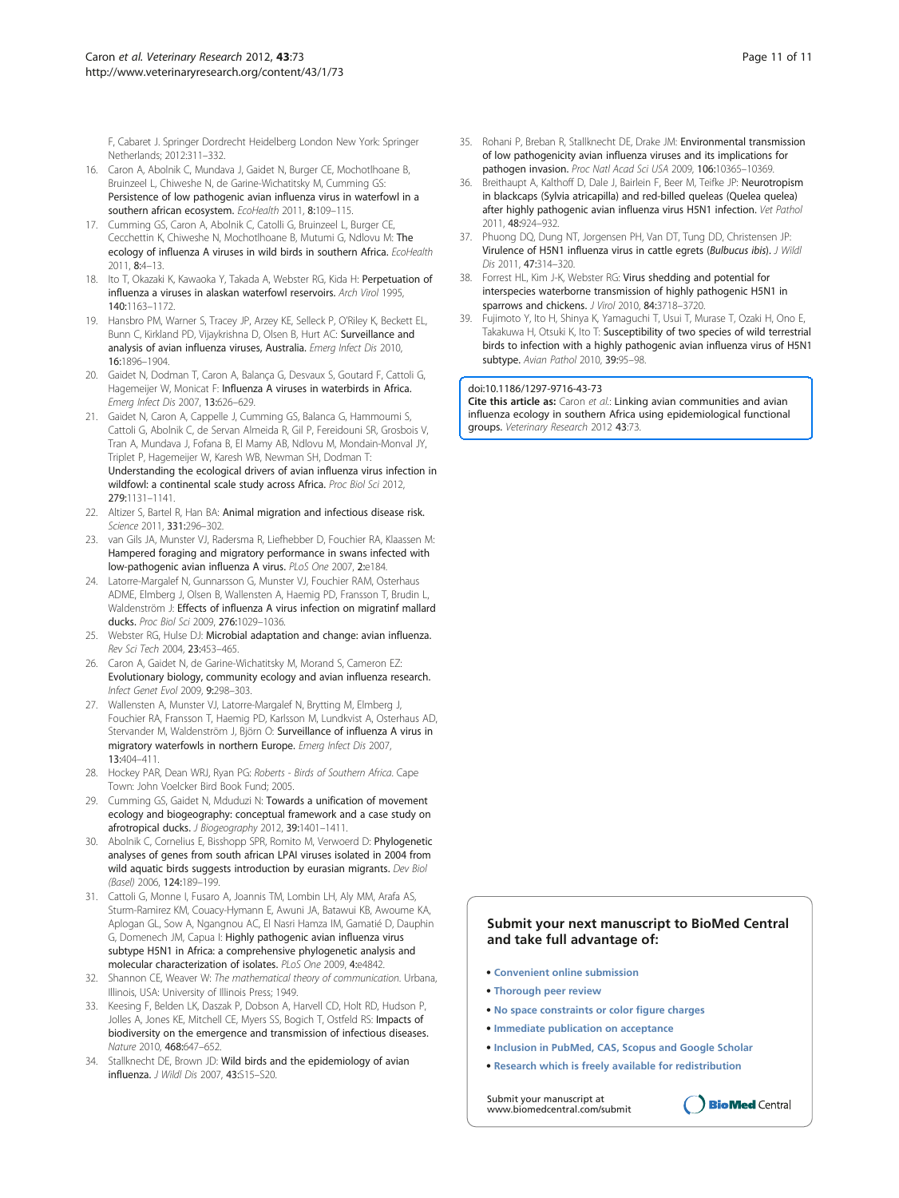F, Cabaret J. Springer Dordrecht Heidelberg London New York: Springer Netherlands; 2012:311–332.

16. Caron A, Abolnik C, Mundava J, Gaidet N, Burger CE, Mochotlhoane B, Bruinzeel L, Chiweshe N, de Garine-Wichatitsky M, Cumming GS: **Persistence of low pathogenic avian influenza virus in waterfowl in a southern african ecosystem.** *EcoHealth* 2011, **8:**109–115.
17. Cumming GS, Caron A, Abolnik C, Catolli G, Bruinzeel L, Burger CE, Cecchettin K, Chiweshe N, Mochotlhoane B, Mutumi G, Ndlovu M: **The ecology of influenza A viruses in wild birds in southern Africa.** *EcoHealth* 2011, **8:**4–13.
18. Ito T, Okazaki K, Kawaoka Y, Takada A, Webster RG, Kida H: **Perpetuation of influenza a viruses in alaskan waterfowl reservoirs.** *Arch Virol* 1995, **140:**1163–1172.
19. Hansbro PM, Warner S, Tracey JP, Arzey KE, Selleck P, O'Riley K, Beckett EL, Bunn C, Kirkland PD, Vijaykrishna D, Olsen B, Hurt AC: **Surveillance and analysis of avian influenza viruses, Australia.** *Emerg Infect Dis* 2010, **16:**1896–1904.
20. Gaidet N, Dodman T, Caron A, Balança G, Desvaux S, Goutard F, Cattoli G, Hagemeijer W, Monicat F: **Influenza A viruses in waterbirds in Africa.** *Emerg Infect Dis* 2007, **13:**626–629.
21. Gaidet N, Caron A, Cappelle J, Cumming GS, Balanca G, Hammoumi S, Cattoli G, Abolnik C, de Servan Almeida R, Gil P, Fereidouni SR, Grosbois V, Tran A, Mundava J, Fofana B, El Mamy AB, Ndlovu M, Mondain-Monval JY, Triplet P, Hagemeijer W, Karesh WB, Newman SH, Dodman T: **Understanding the ecological drivers of avian influenza virus infection in wildfowl: a continental scale study across Africa.** *Proc Biol Sci* 2012, **279:**1131–1141.
22. Altizer S, Bartel R, Han BA: **Animal migration and infectious disease risk.** *Science* 2011, **331:**296–302.
23. van Gils JA, Munster VJ, Radersma R, Liefhebber D, Fouchier RA, Klaassen M: **Hampered foraging and migratory performance in swans infected with low-pathogenic avian influenza A virus.** *PLoS One* 2007, **2:**e184.
24. Latorre-Margalef N, Gunnarsson G, Munster VJ, Fouchier RAM, Osterhaus ADME, Elmberg J, Olsen B, Wallensten A, Haemig PD, Fransson T, Brudin L, Waldenström J: **Effects of influenza A virus infection on migratinf mallard ducks.** *Proc Biol Sci* 2009, **276:**1029–1036.
25. Webster RG, Hulse DJ: **Microbial adaptation and change: avian influenza.** *Rev Sci Tech* 2004, **23:**453–465.
26. Caron A, Gaidet N, de Garine-Wichatitsky M, Morand S, Cameron EZ: **Evolutionary biology, community ecology and avian influenza research.** *Infect Genet Evol* 2009, **9:**298–303.
27. Wallensten A, Munster VJ, Latorre-Margalef N, Brytting M, Elmberg J, Fouchier RA, Fransson T, Haemig PD, Karlsson M, Lundkvist A, Osterhaus AD, Stervander M, Waldenström J, Björn O: **Surveillance of influenza A virus in migratory waterfowls in northern Europe.** *Emerg Infect Dis* 2007, **13:**404–411.
28. Hockey PAR, Dean WRJ, Ryan PG: *Roberts - Birds of Southern Africa.* Cape Town: John Voelcker Bird Book Fund; 2005.
29. Cumming GS, Gaidet N, Mduduzi N: **Towards a unification of movement ecology and biogeography: conceptual framework and a case study on afrotropical ducks.** *J Biogeography* 2012, **39:**1401–1411.
30. Abolnik C, Cornelius E, Bisshopp SPR, Romito M, Verwoerd D: **Phylogenetic analyses of genes from south african LPAI viruses isolated in 2004 from wild aquatic birds suggests introduction by eurasian migrants.** *Dev Biol (Basel)* 2006, **124:**189–199.
31. Cattoli G, Monne I, Fusaro A, Joannis TM, Lombin LH, Aly MM, Arafa AS, Sturm-Ramirez KM, Couacy-Hymann E, Awuni JA, Batawui KB, Awoume KA, Aplogan GL, Sow A, Ngangnou AC, El Nasri Hamza IM, Gamatié D, Dauphin G, Domenech JM, Capua I: **Highly pathogenic avian influenza virus subtype H5N1 in Africa: a comprehensive phylogenetic analysis and molecular characterization of isolates.** *PLoS One* 2009, **4:**e4842.
32. Shannon CE, Weaver W: *The mathematical theory of communication.* Urbana, Illinois, USA: University of Illinois Press; 1949.
33. Keesing F, Belden LK, Daszak P, Dobson A, Harvell CD, Holt RD, Hudson P, Jolles A, Jones KE, Mitchell CE, Myers SS, Bogich T, Ostfeld RS: **Impacts of biodiversity on the emergence and transmission of infectious diseases.** *Nature* 2010, **468:**647–652.
34. Stallknecht DE, Brown JD: **Wild birds and the epidemiology of avian influenza.** *J Wildl Dis* 2007, **43:**S15–S20.
35. Rohani P, Breban R, Stallknecht DE, Drake JM: **Environmental transmission of low pathogenicity avian influenza viruses and its implications for pathogen invasion.** *Proc Natl Acad Sci USA* 2009, **106:**10365–10369.
36. Breithaupt A, Kalthoff D, Dale J, Bairlein F, Beer M, Teifke JP: **Neurotropism in blackcaps (Sylvia atricapilla) and red-billed queleas (Quelea quelea) after highly pathogenic avian influenza virus H5N1 infection.** *Vet Pathol* 2011, **48:**924–932.
37. Phuong DQ, Dung NT, Jorgensen PH, Van DT, Tung DD, Christensen JP: **Virulence of H5N1 influenza virus in cattle egrets (*Bulbucus ibis*).** *J Wildl Dis* 2011, **47:**314–320.
38. Forrest HL, Kim J-K, Webster RG: **Virus shedding and potential for interspecies waterborne transmission of highly pathogenic H5N1 in sparrows and chickens.** *J Virol* 2010, **84:**3718–3720.
39. Fujimoto Y, Ito H, Shinya K, Yamaguchi T, Usui T, Murase T, Ozaki H, Ono E, Takakuwa H, Otsuki K, Ito T: **Susceptibility of two species of wild terrestrial birds to infection with a highly pathogenic avian influenza virus of H5N1 subtype.** *Avian Pathol* 2010, **39:**95–98.

doi:10.1186/1297-9716-43-73
**Cite this article as:** Caron *et al.*: Linking avian communities and avian influenza ecology in southern Africa using epidemiological functional groups. *Veterinary Research* 2012 **43**:73.

**Submit your next manuscript to BioMed Central and take full advantage of:**

- Convenient online submission
- Thorough peer review
- No space constraints or color figure charges
- Immediate publication on acceptance
- Inclusion in PubMed, CAS, Scopus and Google Scholar
- Research which is freely available for redistribution

Submit your manuscript at
www.biomedcentral.com/submit

BioMed Central